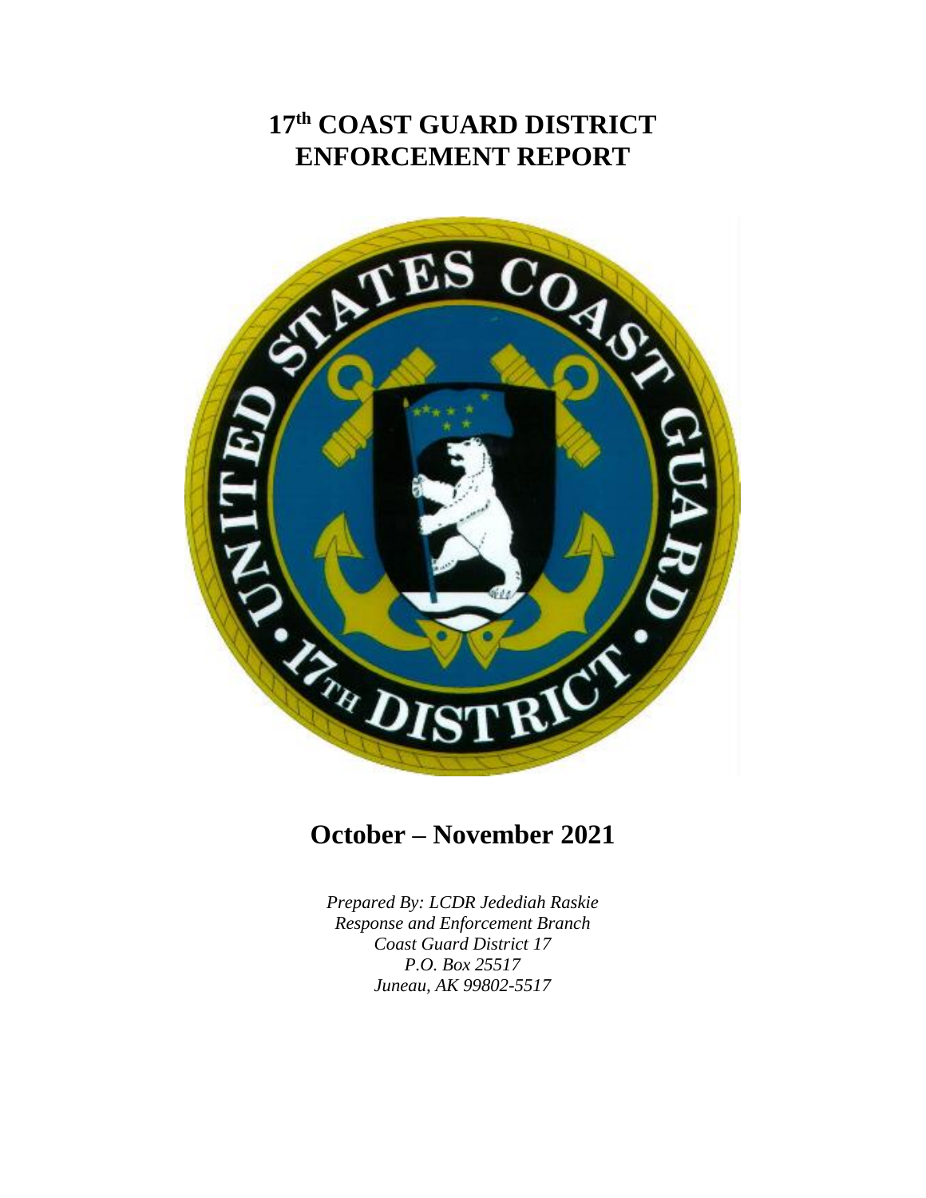# 17th COAST GUARD DISTRICT ENFORCEMENT REPORT

## October – November 2021

*Prepared By: LCDR Jedediah Raskie*
*Response and Enforcement Branch*
*Coast Guard District 17*
*P.O. Box 25517*
*Juneau, AK 99802-5517*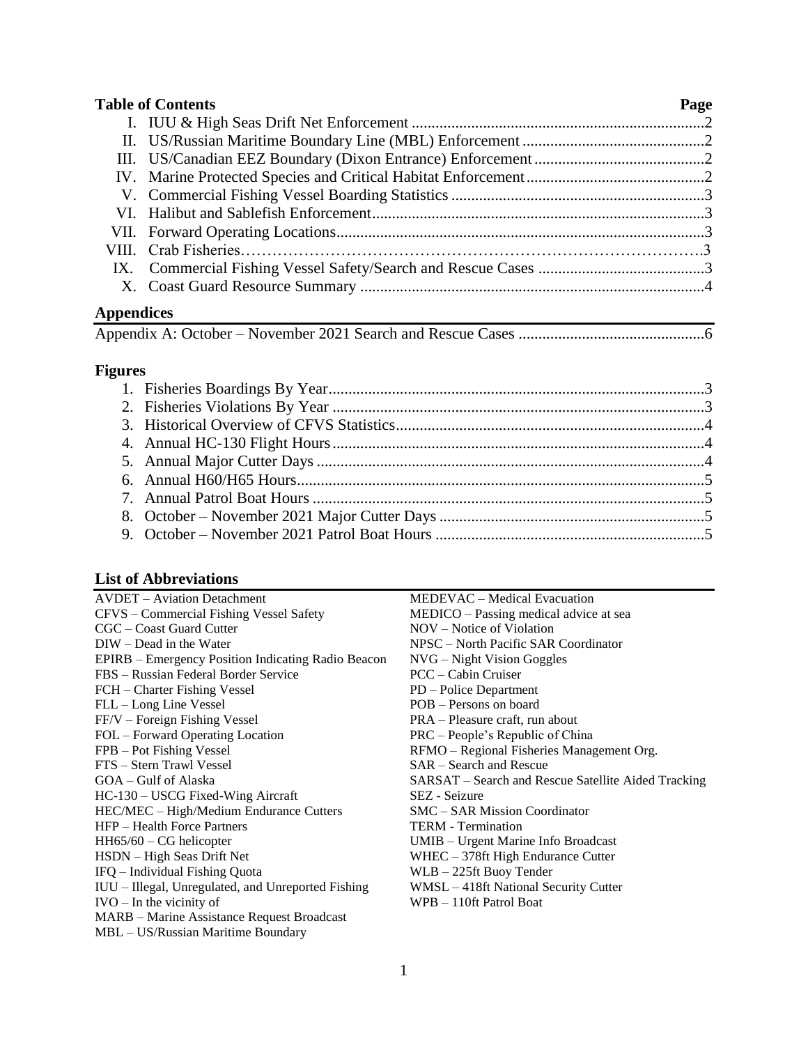## Table of Contents

| | Page |
|---|---|
| I. IUU & High Seas Drift Net Enforcement | 2 |
| II. US/Russian Maritime Boundary Line (MBL) Enforcement | 2 |
| III. US/Canadian EEZ Boundary (Dixon Entrance) Enforcement | 2 |
| IV. Marine Protected Species and Critical Habitat Enforcement | 2 |
| V. Commercial Fishing Vessel Boarding Statistics | 3 |
| VI. Halibut and Sablefish Enforcement | 3 |
| VII. Forward Operating Locations | 3 |
| VIII. Crab Fisheries | 3 |
| IX. Commercial Fishing Vessel Safety/Search and Rescue Cases | 3 |
| X. Coast Guard Resource Summary | 4 |

## Appendices

| | |
|---|---|
| Appendix A: October – November 2021 Search and Rescue Cases | 6 |

## Figures

| | |
|---|---|
| 1. Fisheries Boardings By Year | 3 |
| 2. Fisheries Violations By Year | 3 |
| 3. Historical Overview of CFVS Statistics | 4 |
| 4. Annual HC-130 Flight Hours | 4 |
| 5. Annual Major Cutter Days | 4 |
| 6. Annual H60/H65 Hours | 5 |
| 7. Annual Patrol Boat Hours | 5 |
| 8. October – November 2021 Major Cutter Days | 5 |
| 9. October – November 2021 Patrol Boat Hours | 5 |

## List of Abbreviations

AVDET – Aviation Detachment
CFVS – Commercial Fishing Vessel Safety
CGC – Coast Guard Cutter
DIW – Dead in the Water
EPIRB – Emergency Position Indicating Radio Beacon
FBS – Russian Federal Border Service
FCH – Charter Fishing Vessel
FLL – Long Line Vessel
FF/V – Foreign Fishing Vessel
FOL – Forward Operating Location
FPB – Pot Fishing Vessel
FTS – Stern Trawl Vessel
GOA – Gulf of Alaska
HC-130 – USCG Fixed-Wing Aircraft
HEC/MEC – High/Medium Endurance Cutters
HFP – Health Force Partners
HH65/60 – CG helicopter
HSDN – High Seas Drift Net
IFQ – Individual Fishing Quota
IUU – Illegal, Unregulated, and Unreported Fishing
IVO – In the vicinity of
MARB – Marine Assistance Request Broadcast
MBL – US/Russian Maritime Boundary
MEDEVAC – Medical Evacuation
MEDICO – Passing medical advice at sea
NOV – Notice of Violation
NPSC – North Pacific SAR Coordinator
NVG – Night Vision Goggles
PCC – Cabin Cruiser
PD – Police Department
POB – Persons on board
PRA – Pleasure craft, run about
PRC – People's Republic of China
RFMO – Regional Fisheries Management Org.
SAR – Search and Rescue
SARSAT – Search and Rescue Satellite Aided Tracking
SEZ - Seizure
SMC – SAR Mission Coordinator
TERM - Termination
UMIB – Urgent Marine Info Broadcast
WHEC – 378ft High Endurance Cutter
WLB – 225ft Buoy Tender
WMSL – 418ft National Security Cutter
WPB – 110ft Patrol Boat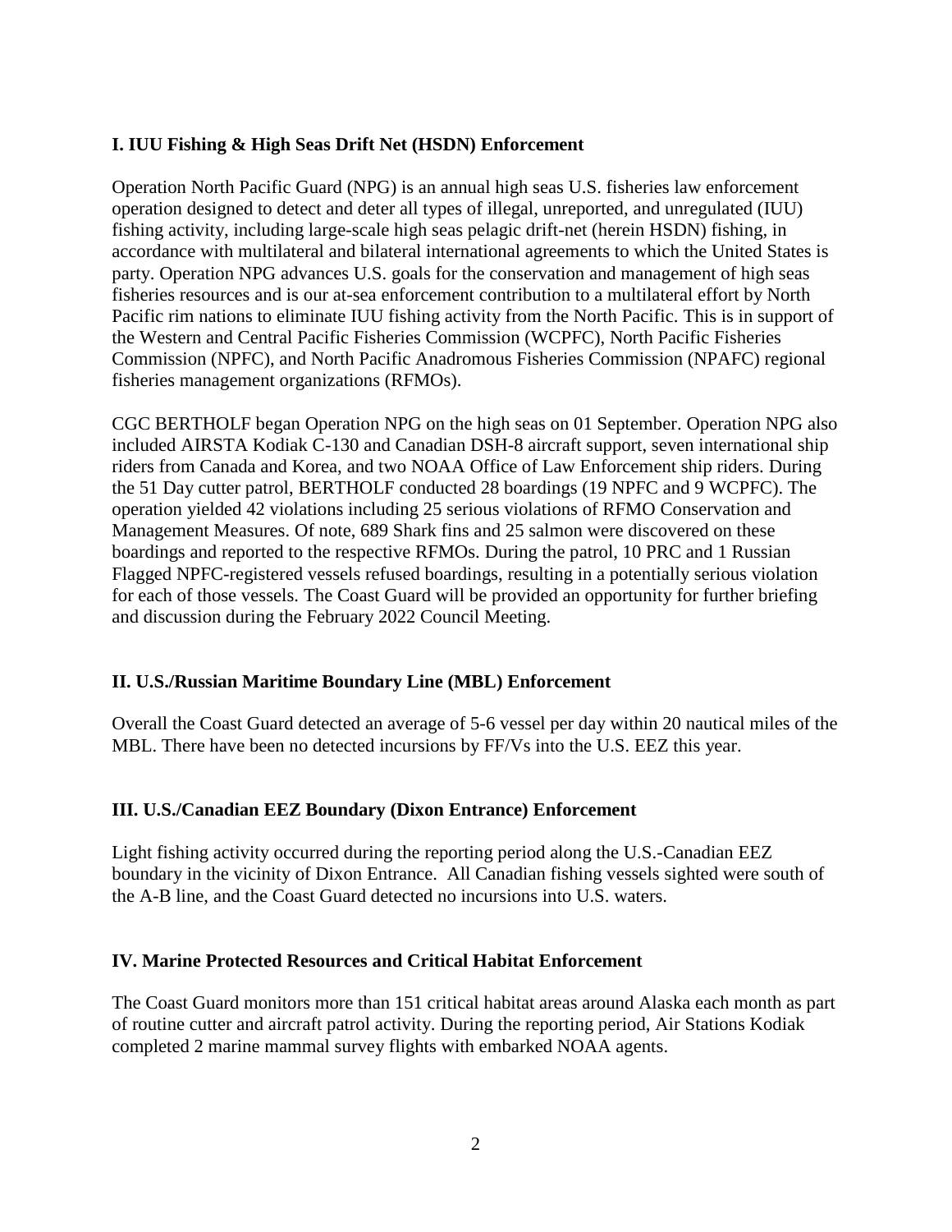## I. IUU Fishing & High Seas Drift Net (HSDN) Enforcement

Operation North Pacific Guard (NPG) is an annual high seas U.S. fisheries law enforcement operation designed to detect and deter all types of illegal, unreported, and unregulated (IUU) fishing activity, including large-scale high seas pelagic drift-net (herein HSDN) fishing, in accordance with multilateral and bilateral international agreements to which the United States is party. Operation NPG advances U.S. goals for the conservation and management of high seas fisheries resources and is our at-sea enforcement contribution to a multilateral effort by North Pacific rim nations to eliminate IUU fishing activity from the North Pacific. This is in support of the Western and Central Pacific Fisheries Commission (WCPFC), North Pacific Fisheries Commission (NPFC), and North Pacific Anadromous Fisheries Commission (NPAFC) regional fisheries management organizations (RFMOs).

CGC BERTHOLF began Operation NPG on the high seas on 01 September. Operation NPG also included AIRSTA Kodiak C-130 and Canadian DSH-8 aircraft support, seven international ship riders from Canada and Korea, and two NOAA Office of Law Enforcement ship riders. During the 51 Day cutter patrol, BERTHOLF conducted 28 boardings (19 NPFC and 9 WCPFC). The operation yielded 42 violations including 25 serious violations of RFMO Conservation and Management Measures. Of note, 689 Shark fins and 25 salmon were discovered on these boardings and reported to the respective RFMOs. During the patrol, 10 PRC and 1 Russian Flagged NPFC-registered vessels refused boardings, resulting in a potentially serious violation for each of those vessels. The Coast Guard will be provided an opportunity for further briefing and discussion during the February 2022 Council Meeting.

## II. U.S./Russian Maritime Boundary Line (MBL) Enforcement

Overall the Coast Guard detected an average of 5-6 vessel per day within 20 nautical miles of the MBL. There have been no detected incursions by FF/Vs into the U.S. EEZ this year.

## III. U.S./Canadian EEZ Boundary (Dixon Entrance) Enforcement

Light fishing activity occurred during the reporting period along the U.S.-Canadian EEZ boundary in the vicinity of Dixon Entrance. All Canadian fishing vessels sighted were south of the A-B line, and the Coast Guard detected no incursions into U.S. waters.

## IV. Marine Protected Resources and Critical Habitat Enforcement

The Coast Guard monitors more than 151 critical habitat areas around Alaska each month as part of routine cutter and aircraft patrol activity. During the reporting period, Air Stations Kodiak completed 2 marine mammal survey flights with embarked NOAA agents.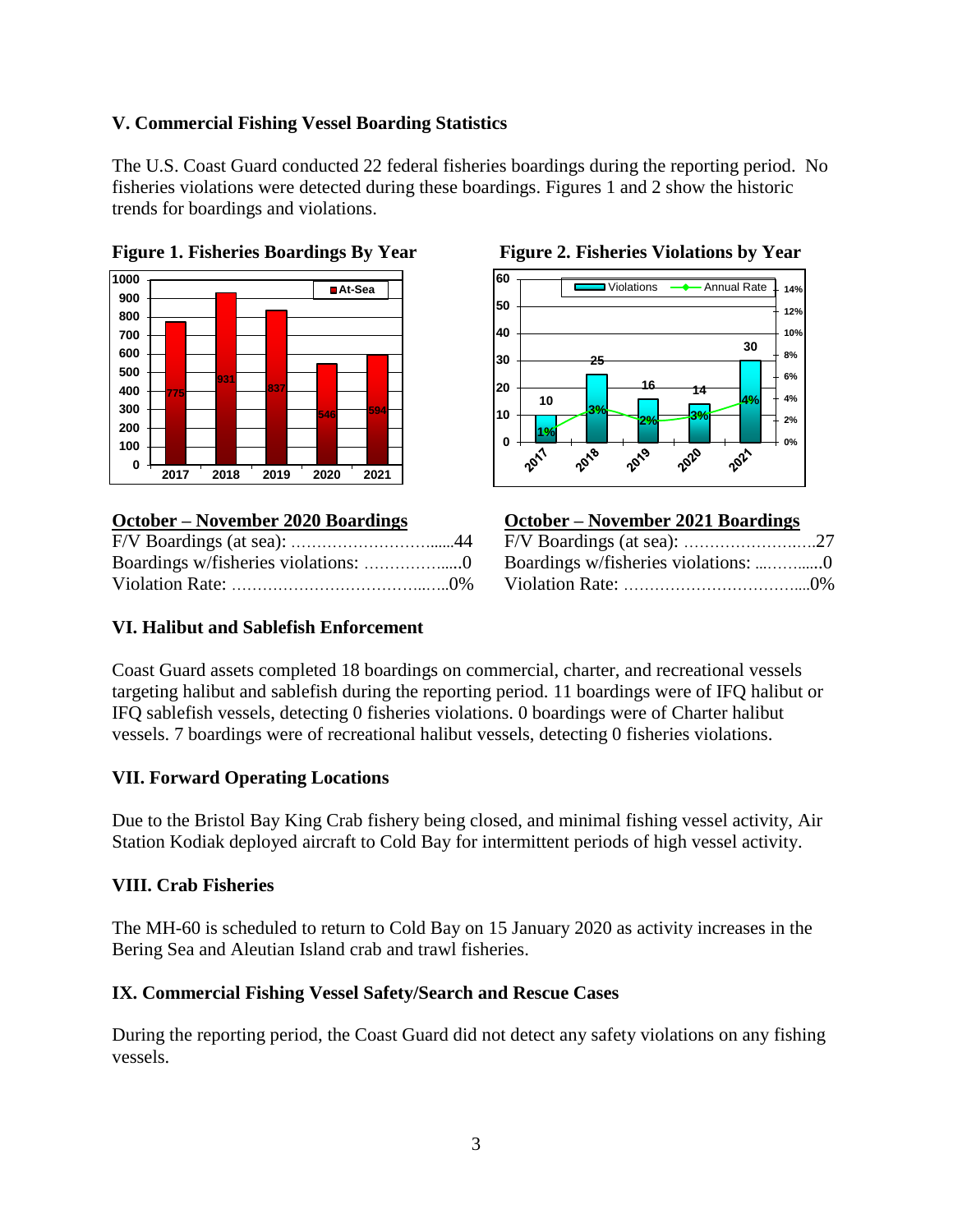## V. Commercial Fishing Vessel Boarding Statistics

The U.S. Coast Guard conducted 22 federal fisheries boardings during the reporting period. No fisheries violations were detected during these boardings. Figures 1 and 2 show the historic trends for boardings and violations.

**Figure 1. Fisheries Boardings By Year**

| Year | At-Sea |
|---|---|
| 2017 | 775 |
| 2018 | 931 |
| 2019 | 837 |
| 2020 | 546 |
| 2021 | 594 |

**Figure 2. Fisheries Violations by Year**

| Year | Violations | Annual Rate |
|---|---|---|
| 2017 | 10 | 1% |
| 2018 | 25 | 3% |
| 2019 | 16 | 2% |
| 2020 | 14 | 3% |
| 2021 | 30 | 4% |

**October – November 2020 Boardings**

F/V Boardings (at sea): ..............................44
Boardings w/fisheries violations: ..................0
Violation Rate: ..........................................0%

**October – November 2021 Boardings**

F/V Boardings (at sea): ..............................27
Boardings w/fisheries violations: ..................0
Violation Rate: ..........................................0%

## VI. Halibut and Sablefish Enforcement

Coast Guard assets completed 18 boardings on commercial, charter, and recreational vessels targeting halibut and sablefish during the reporting period. 11 boardings were of IFQ halibut or IFQ sablefish vessels, detecting 0 fisheries violations. 0 boardings were of Charter halibut vessels. 7 boardings were of recreational halibut vessels, detecting 0 fisheries violations.

## VII. Forward Operating Locations

Due to the Bristol Bay King Crab fishery being closed, and minimal fishing vessel activity, Air Station Kodiak deployed aircraft to Cold Bay for intermittent periods of high vessel activity.

## VIII. Crab Fisheries

The MH-60 is scheduled to return to Cold Bay on 15 January 2020 as activity increases in the Bering Sea and Aleutian Island crab and trawl fisheries.

## IX. Commercial Fishing Vessel Safety/Search and Rescue Cases

During the reporting period, the Coast Guard did not detect any safety violations on any fishing vessels.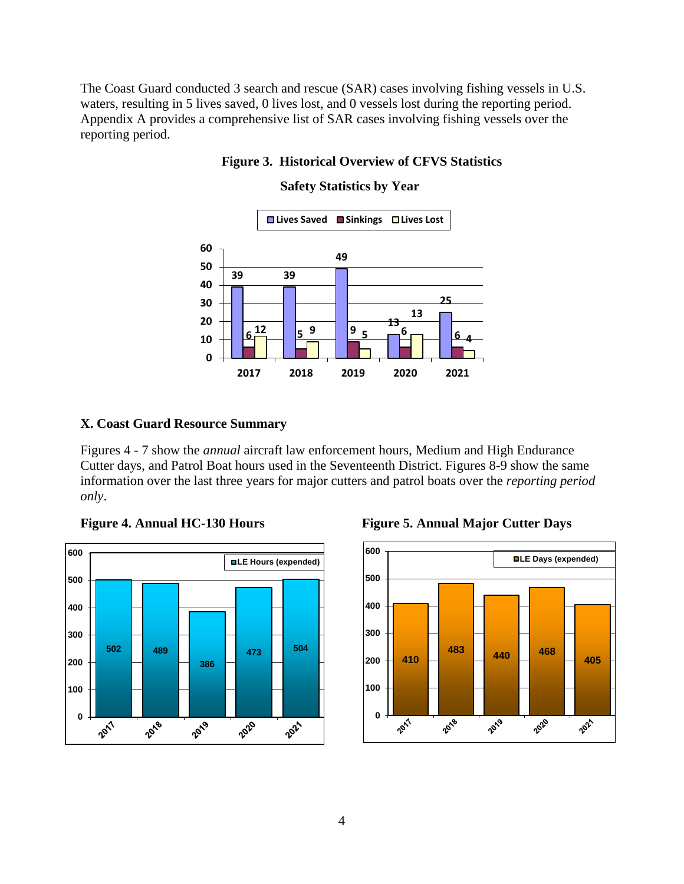The Coast Guard conducted 3 search and rescue (SAR) cases involving fishing vessels in U.S. waters, resulting in 5 lives saved, 0 lives lost, and 0 vessels lost during the reporting period. Appendix A provides a comprehensive list of SAR cases involving fishing vessels over the reporting period.

**Figure 3. Historical Overview of CFVS Statistics**

**Safety Statistics by Year**

| Year | Lives Saved | Sinkings | Lives Lost |
|---|---|---|---|
| 2017 | 39 | 6 | 12 |
| 2018 | 39 | 5 | 9 |
| 2019 | 49 | 9 | 5 |
| 2020 | 13 | 6 | 13 |
| 2021 | 25 | 6 | 4 |

## X. Coast Guard Resource Summary

Figures 4 - 7 show the *annual* aircraft law enforcement hours, Medium and High Endurance Cutter days, and Patrol Boat hours used in the Seventeenth District. Figures 8-9 show the same information over the last three years for major cutters and patrol boats over the *reporting period only*.

**Figure 4. Annual HC-130 Hours**

| Year | LE Hours (expended) |
|---|---|
| 2017 | 502 |
| 2018 | 489 |
| 2019 | 386 |
| 2020 | 473 |
| 2021 | 504 |

**Figure 5. Annual Major Cutter Days**

| Year | LE Days (expended) |
|---|---|
| 2017 | 410 |
| 2018 | 483 |
| 2019 | 440 |
| 2020 | 468 |
| 2021 | 405 |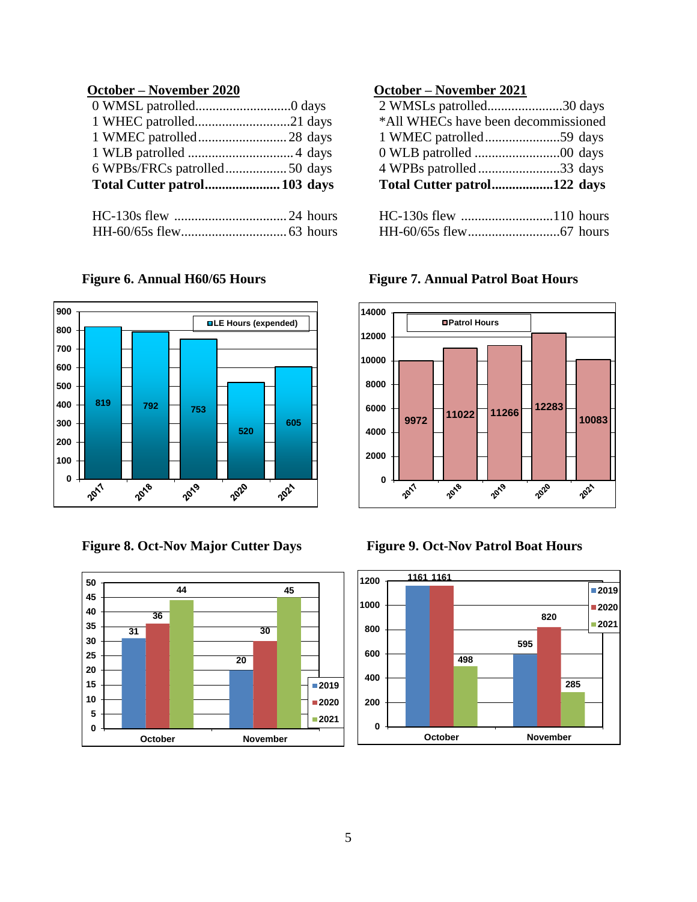**October – November 2020**

0 WMSL patrolled............................0 days
1 WHEC patrolled............................21 days
1 WMEC patrolled...........................28 days
1 WLB patrolled ...............................4 days
6 WPBs/FRCs patrolled..................50 days
**Total Cutter patrol......................103 days**

HC-130s flew ..................................24 hours
HH-60/65s flew...............................63 hours

**October – November 2021**

2 WMSLs patrolled......................30 days
*All WHECs have been decommissioned
1 WMEC patrolled......................59 days
0 WLB patrolled .........................00 days
4 WPBs patrolled........................33 days
**Total Cutter patrol.................122 days**

HC-130s flew ...........................110 hours
HH-60/65s flew...........................67 hours

**Figure 6. Annual H60/65 Hours**

| Year | LE Hours (expended) |
|---|---|
| 2017 | 819 |
| 2018 | 792 |
| 2019 | 753 |
| 2020 | 520 |
| 2021 | 605 |

**Figure 7. Annual Patrol Boat Hours**

| Year | Patrol Hours |
|---|---|
| 2017 | 9972 |
| 2018 | 11022 |
| 2019 | 11266 |
| 2020 | 12283 |
| 2021 | 10083 |

**Figure 8. Oct-Nov Major Cutter Days**

| Month | 2019 | 2020 | 2021 |
|---|---|---|---|
| October | 31 | 36 | 44 |
| November | 20 | 30 | 45 |

**Figure 9. Oct-Nov Patrol Boat Hours**

| Month | 2019 | 2020 | 2021 |
|---|---|---|---|
| October | 1161 | 1161 | 498 |
| November | 595 | 820 | 285 |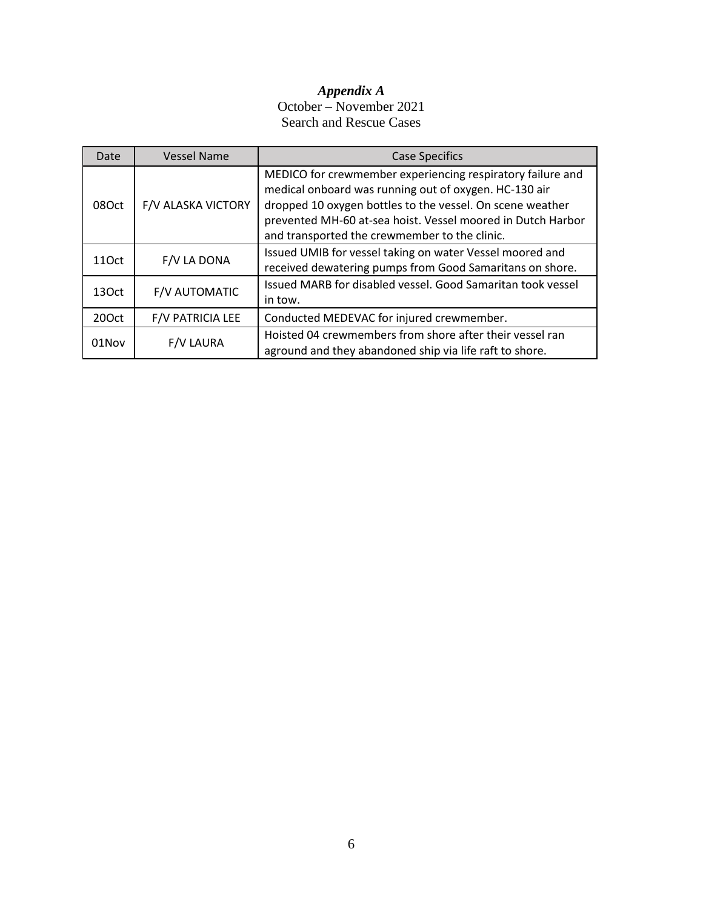***Appendix A***

October – November 2021

Search and Rescue Cases

| Date | Vessel Name | Case Specifics |
|---|---|---|
| 08Oct | F/V ALASKA VICTORY | MEDICO for crewmember experiencing respiratory failure and medical onboard was running out of oxygen. HC-130 air dropped 10 oxygen bottles to the vessel. On scene weather prevented MH-60 at-sea hoist. Vessel moored in Dutch Harbor and transported the crewmember to the clinic. |
| 11Oct | F/V LA DONA | Issued UMIB for vessel taking on water Vessel moored and received dewatering pumps from Good Samaritans on shore. |
| 13Oct | F/V AUTOMATIC | Issued MARB for disabled vessel. Good Samaritan took vessel in tow. |
| 20Oct | F/V PATRICIA LEE | Conducted MEDEVAC for injured crewmember. |
| 01Nov | F/V LAURA | Hoisted 04 crewmembers from shore after their vessel ran aground and they abandoned ship via life raft to shore. |